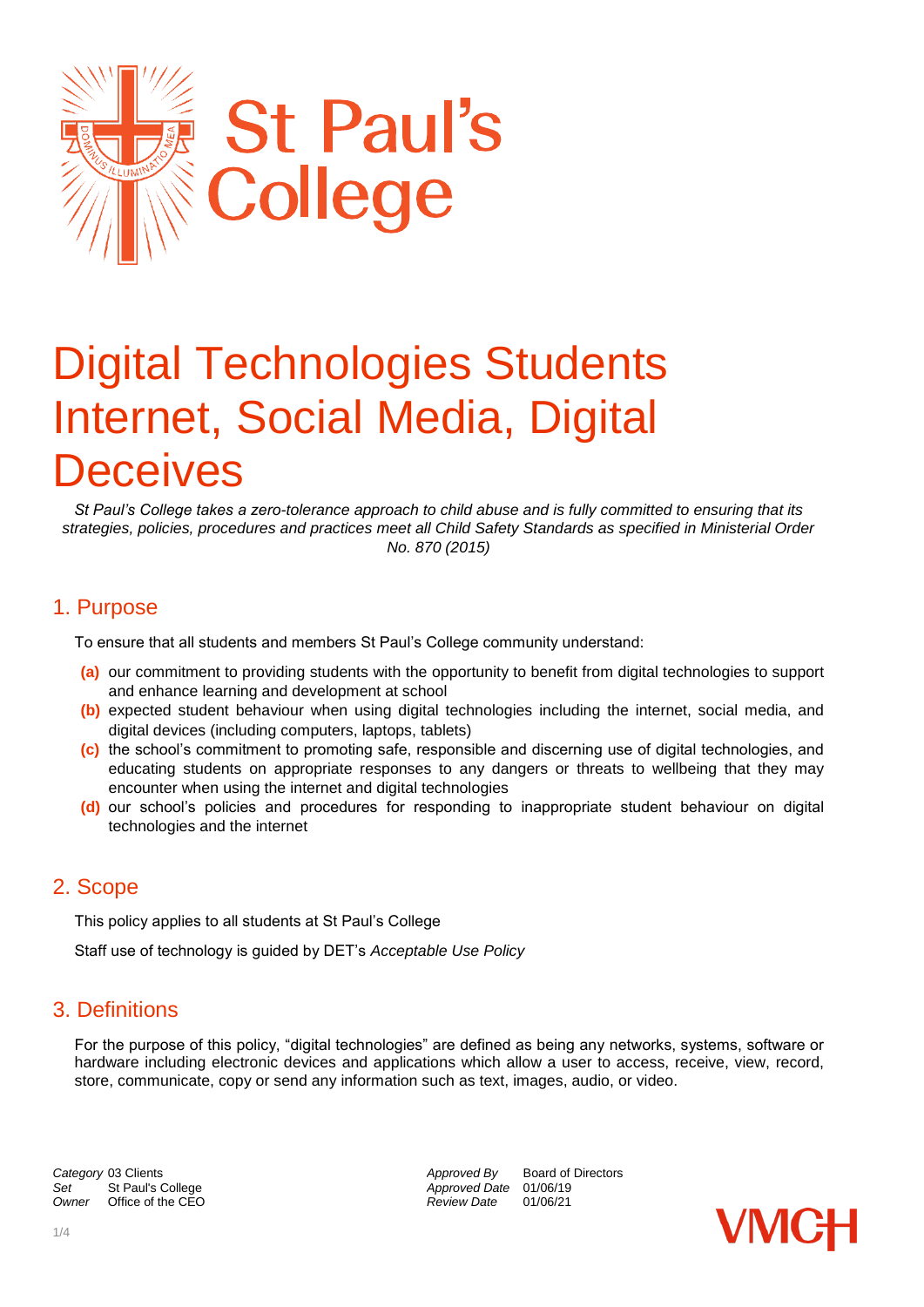St Paul's College

# Digital Technologies Students Internet, Social Media, Digital Deceives

*St Paul's College takes a zero-tolerance approach to child abuse and is fully committed to ensuring that its strategies, policies, procedures and practices meet all Child Safety Standards as specified in Ministerial Order No. 870 (2015)*

## 1. Purpose

To ensure that all students and members St Paul's College community understand:

- **(a)** our commitment to providing students with the opportunity to benefit from digital technologies to support and enhance learning and development at school
- **(b)** expected student behaviour when using digital technologies including the internet, social media, and digital devices (including computers, laptops, tablets)
- **(c)** the school's commitment to promoting safe, responsible and discerning use of digital technologies, and educating students on appropriate responses to any dangers or threats to wellbeing that they may encounter when using the internet and digital technologies
- **(d)** our school's policies and procedures for responding to inappropriate student behaviour on digital technologies and the internet

## 2. Scope

This policy applies to all students at St Paul's College

Staff use of technology is guided by DET's *Acceptable Use Policy*

## 3. Definitions

For the purpose of this policy, "digital technologies" are defined as being any networks, systems, software or hardware including electronic devices and applications which allow a user to access, receive, view, record, store, communicate, copy or send any information such as text, images, audio, or video.

| | | | |
|---|---|---|---|
| *Category* | 03 Clients | *Approved By* | Board of Directors |
| *Set* | St Paul's College | *Approved Date* | 01/06/19 |
| *Owner* | Office of the CEO | *Review Date* | 01/06/21 |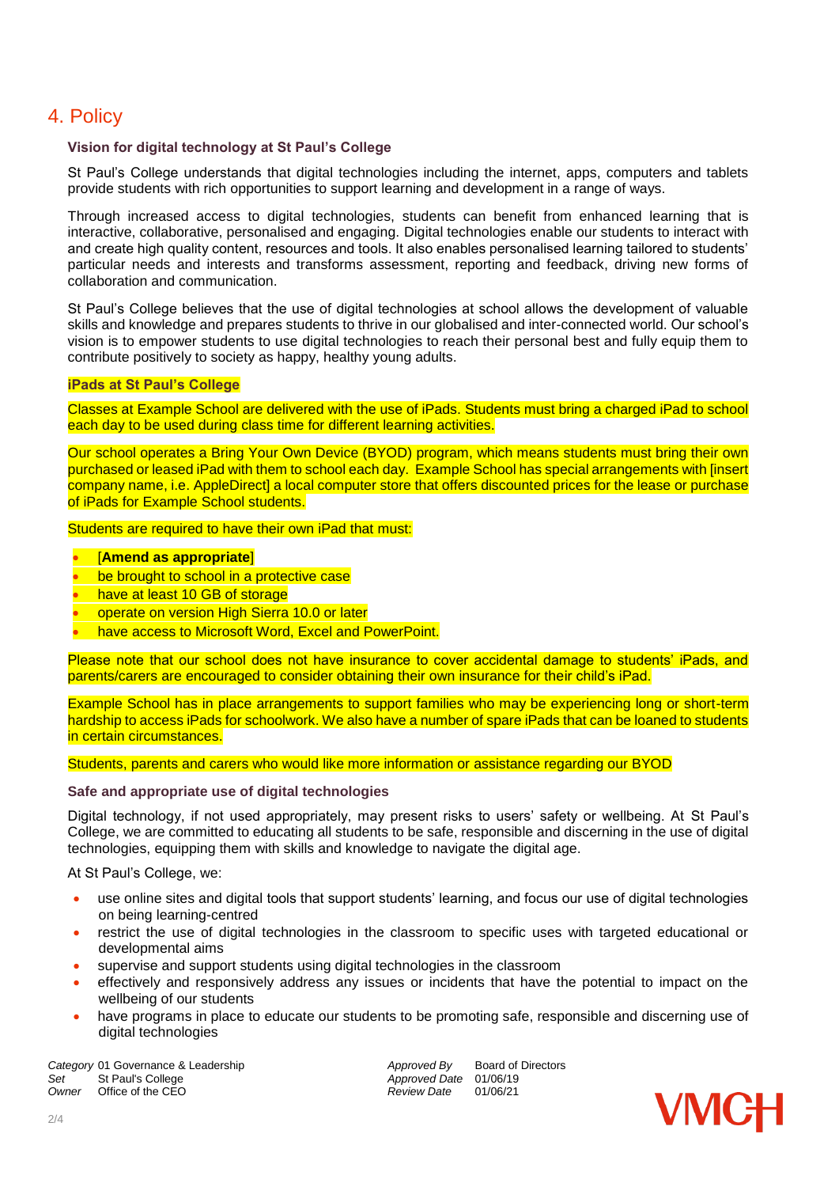# 4. Policy

### Vision for digital technology at St Paul's College

St Paul's College understands that digital technologies including the internet, apps, computers and tablets provide students with rich opportunities to support learning and development in a range of ways.

Through increased access to digital technologies, students can benefit from enhanced learning that is interactive, collaborative, personalised and engaging. Digital technologies enable our students to interact with and create high quality content, resources and tools. It also enables personalised learning tailored to students' particular needs and interests and transforms assessment, reporting and feedback, driving new forms of collaboration and communication.

St Paul's College believes that the use of digital technologies at school allows the development of valuable skills and knowledge and prepares students to thrive in our globalised and inter-connected world. Our school's vision is to empower students to use digital technologies to reach their personal best and fully equip them to contribute positively to society as happy, healthy young adults.

### iPads at St Paul's College

Classes at Example School are delivered with the use of iPads. Students must bring a charged iPad to school each day to be used during class time for different learning activities.

Our school operates a Bring Your Own Device (BYOD) program, which means students must bring their own purchased or leased iPad with them to school each day. Example School has special arrangements with [insert company name, i.e. AppleDirect] a local computer store that offers discounted prices for the lease or purchase of iPads for Example School students.

Students are required to have their own iPad that must:

- [**Amend as appropriate**]
- be brought to school in a protective case
- have at least 10 GB of storage
- operate on version High Sierra 10.0 or later
- have access to Microsoft Word, Excel and PowerPoint.

Please note that our school does not have insurance to cover accidental damage to students' iPads, and parents/carers are encouraged to consider obtaining their own insurance for their child's iPad.

Example School has in place arrangements to support families who may be experiencing long or short-term hardship to access iPads for schoolwork. We also have a number of spare iPads that can be loaned to students in certain circumstances.

Students, parents and carers who would like more information or assistance regarding our BYOD

### Safe and appropriate use of digital technologies

Digital technology, if not used appropriately, may present risks to users' safety or wellbeing. At St Paul's College, we are committed to educating all students to be safe, responsible and discerning in the use of digital technologies, equipping them with skills and knowledge to navigate the digital age.

At St Paul's College, we:

- use online sites and digital tools that support students' learning, and focus our use of digital technologies on being learning-centred
- restrict the use of digital technologies in the classroom to specific uses with targeted educational or developmental aims
- supervise and support students using digital technologies in the classroom
- effectively and responsively address any issues or incidents that have the potential to impact on the wellbeing of our students
- have programs in place to educate our students to be promoting safe, responsible and discerning use of digital technologies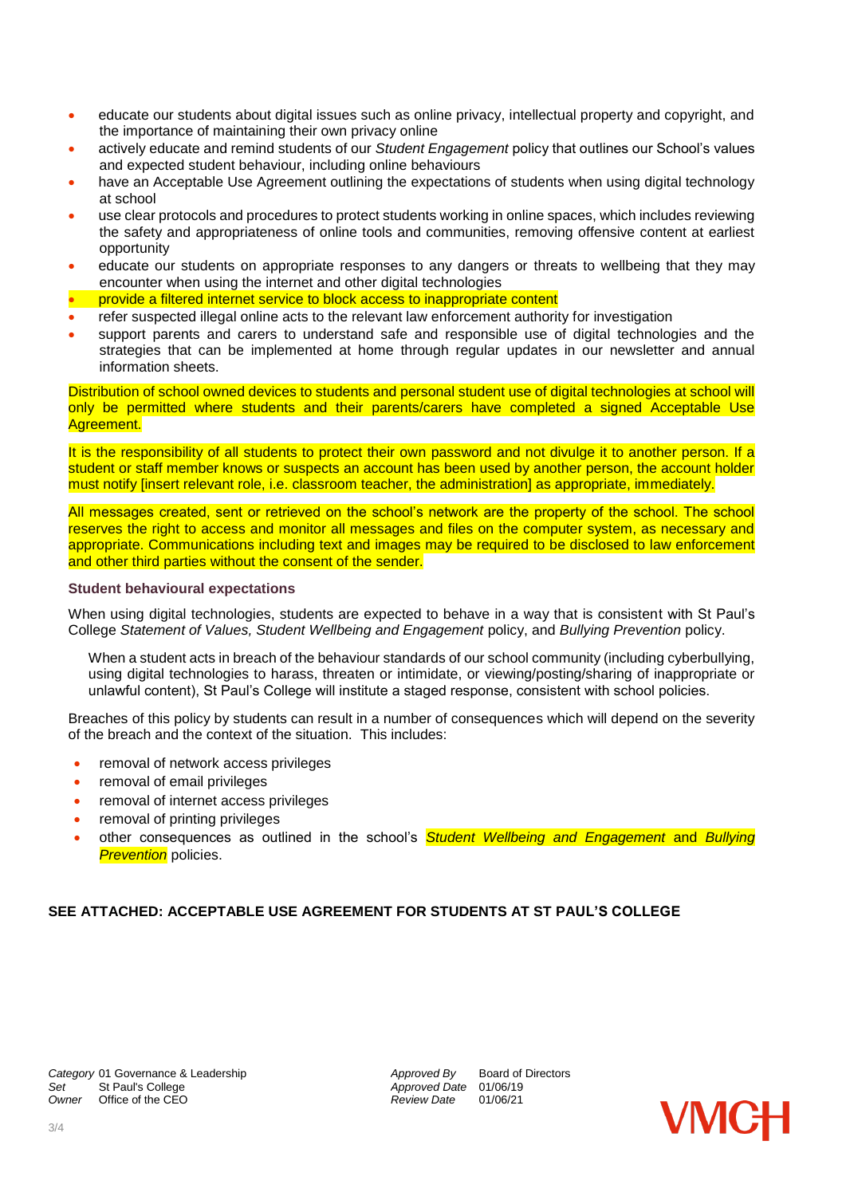- educate our students about digital issues such as online privacy, intellectual property and copyright, and the importance of maintaining their own privacy online
- actively educate and remind students of our *Student Engagement* policy that outlines our School's values and expected student behaviour, including online behaviours
- have an Acceptable Use Agreement outlining the expectations of students when using digital technology at school
- use clear protocols and procedures to protect students working in online spaces, which includes reviewing the safety and appropriateness of online tools and communities, removing offensive content at earliest opportunity
- educate our students on appropriate responses to any dangers or threats to wellbeing that they may encounter when using the internet and other digital technologies
- provide a filtered internet service to block access to inappropriate content
- refer suspected illegal online acts to the relevant law enforcement authority for investigation
- support parents and carers to understand safe and responsible use of digital technologies and the strategies that can be implemented at home through regular updates in our newsletter and annual information sheets.

Distribution of school owned devices to students and personal student use of digital technologies at school will only be permitted where students and their parents/carers have completed a signed Acceptable Use Agreement.

It is the responsibility of all students to protect their own password and not divulge it to another person. If a student or staff member knows or suspects an account has been used by another person, the account holder must notify [insert relevant role, i.e. classroom teacher, the administration] as appropriate, immediately.

All messages created, sent or retrieved on the school's network are the property of the school. The school reserves the right to access and monitor all messages and files on the computer system, as necessary and appropriate. Communications including text and images may be required to be disclosed to law enforcement and other third parties without the consent of the sender.

### Student behavioural expectations

When using digital technologies, students are expected to behave in a way that is consistent with St Paul's College *Statement of Values, Student Wellbeing and Engagement* policy, and *Bullying Prevention* policy.

When a student acts in breach of the behaviour standards of our school community (including cyberbullying, using digital technologies to harass, threaten or intimidate, or viewing/posting/sharing of inappropriate or unlawful content), St Paul's College will institute a staged response, consistent with school policies.

Breaches of this policy by students can result in a number of consequences which will depend on the severity of the breach and the context of the situation. This includes:

- removal of network access privileges
- removal of email privileges
- removal of internet access privileges
- removal of printing privileges
- other consequences as outlined in the school's *Student Wellbeing and Engagement* and *Bullying Prevention* policies.

**SEE ATTACHED: ACCEPTABLE USE AGREEMENT FOR STUDENTS AT ST PAUL'S COLLEGE**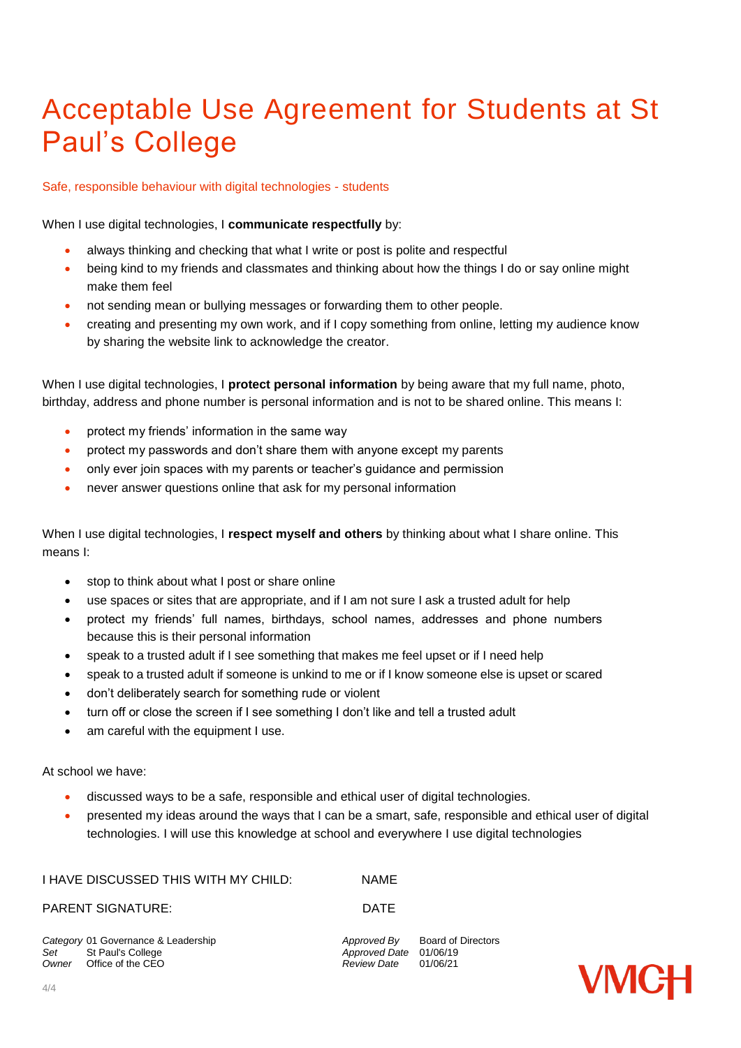# Acceptable Use Agreement for Students at St Paul's College

Safe, responsible behaviour with digital technologies - students

When I use digital technologies, I **communicate respectfully** by:

- always thinking and checking that what I write or post is polite and respectful
- being kind to my friends and classmates and thinking about how the things I do or say online might make them feel
- not sending mean or bullying messages or forwarding them to other people.
- creating and presenting my own work, and if I copy something from online, letting my audience know by sharing the website link to acknowledge the creator.

When I use digital technologies, I **protect personal information** by being aware that my full name, photo, birthday, address and phone number is personal information and is not to be shared online. This means I:

- protect my friends' information in the same way
- protect my passwords and don't share them with anyone except my parents
- only ever join spaces with my parents or teacher's guidance and permission
- never answer questions online that ask for my personal information

When I use digital technologies, I **respect myself and others** by thinking about what I share online. This means I:

- stop to think about what I post or share online
- use spaces or sites that are appropriate, and if I am not sure I ask a trusted adult for help
- protect my friends' full names, birthdays, school names, addresses and phone numbers because this is their personal information
- speak to a trusted adult if I see something that makes me feel upset or if I need help
- speak to a trusted adult if someone is unkind to me or if I know someone else is upset or scared
- don't deliberately search for something rude or violent
- turn off or close the screen if I see something I don't like and tell a trusted adult
- am careful with the equipment I use.

At school we have:

- discussed ways to be a safe, responsible and ethical user of digital technologies.
- presented my ideas around the ways that I can be a smart, safe, responsible and ethical user of digital technologies. I will use this knowledge at school and everywhere I use digital technologies

I HAVE DISCUSSED THIS WITH MY CHILD: NAME

PARENT SIGNATURE: DATE

*Category* 01 Governance & Leadership
*Set* St Paul's College
*Owner* Office of the CEO

*Approved By* Board of Directors
*Approved Date* 01/06/19
*Review Date* 01/06/21

VMCH